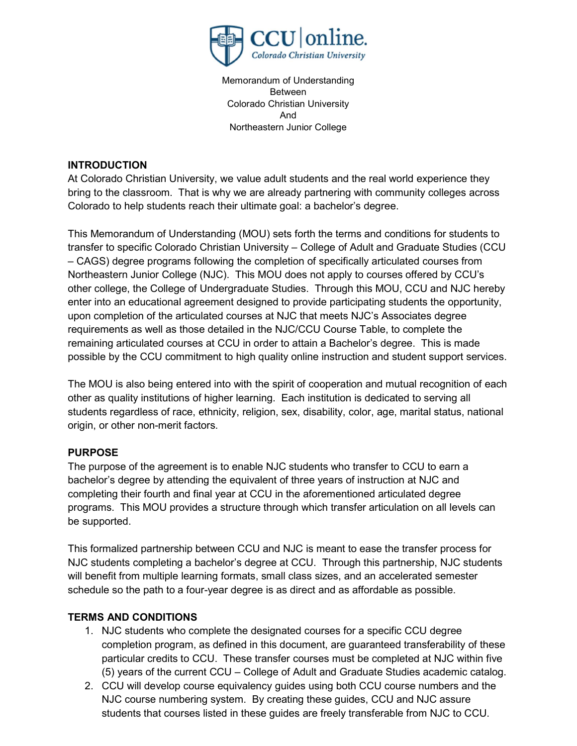Memorandum of Understanding
Between
Colorado Christian University
And
Northeastern Junior College

## INTRODUCTION

At Colorado Christian University, we value adult students and the real world experience they bring to the classroom. That is why we are already partnering with community colleges across Colorado to help students reach their ultimate goal: a bachelor's degree.

This Memorandum of Understanding (MOU) sets forth the terms and conditions for students to transfer to specific Colorado Christian University – College of Adult and Graduate Studies (CCU – CAGS) degree programs following the completion of specifically articulated courses from Northeastern Junior College (NJC). This MOU does not apply to courses offered by CCU's other college, the College of Undergraduate Studies. Through this MOU, CCU and NJC hereby enter into an educational agreement designed to provide participating students the opportunity, upon completion of the articulated courses at NJC that meets NJC's Associates degree requirements as well as those detailed in the NJC/CCU Course Table, to complete the remaining articulated courses at CCU in order to attain a Bachelor's degree. This is made possible by the CCU commitment to high quality online instruction and student support services.

The MOU is also being entered into with the spirit of cooperation and mutual recognition of each other as quality institutions of higher learning. Each institution is dedicated to serving all students regardless of race, ethnicity, religion, sex, disability, color, age, marital status, national origin, or other non-merit factors.

## PURPOSE

The purpose of the agreement is to enable NJC students who transfer to CCU to earn a bachelor's degree by attending the equivalent of three years of instruction at NJC and completing their fourth and final year at CCU in the aforementioned articulated degree programs. This MOU provides a structure through which transfer articulation on all levels can be supported.

This formalized partnership between CCU and NJC is meant to ease the transfer process for NJC students completing a bachelor's degree at CCU. Through this partnership, NJC students will benefit from multiple learning formats, small class sizes, and an accelerated semester schedule so the path to a four-year degree is as direct and as affordable as possible.

## TERMS AND CONDITIONS

1. NJC students who complete the designated courses for a specific CCU degree completion program, as defined in this document, are guaranteed transferability of these particular credits to CCU. These transfer courses must be completed at NJC within five (5) years of the current CCU – College of Adult and Graduate Studies academic catalog.
2. CCU will develop course equivalency guides using both CCU course numbers and the NJC course numbering system. By creating these guides, CCU and NJC assure students that courses listed in these guides are freely transferable from NJC to CCU.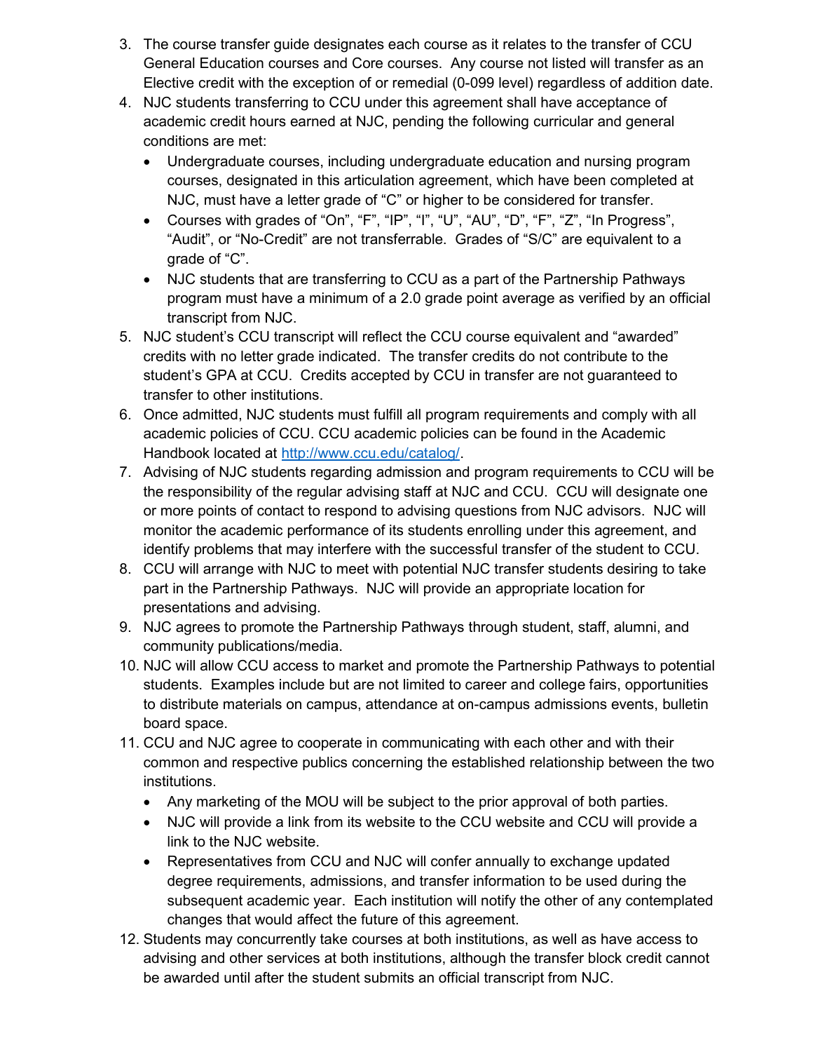3. The course transfer guide designates each course as it relates to the transfer of CCU General Education courses and Core courses. Any course not listed will transfer as an Elective credit with the exception of or remedial (0-099 level) regardless of addition date.
4. NJC students transferring to CCU under this agreement shall have acceptance of academic credit hours earned at NJC, pending the following curricular and general conditions are met:
   - Undergraduate courses, including undergraduate education and nursing program courses, designated in this articulation agreement, which have been completed at NJC, must have a letter grade of “C” or higher to be considered for transfer.
   - Courses with grades of “On”, “F”, “IP”, “I”, “U”, “AU”, “D”, “F”, “Z”, “In Progress”, “Audit”, or “No-Credit” are not transferrable. Grades of “S/C” are equivalent to a grade of “C”.
   - NJC students that are transferring to CCU as a part of the Partnership Pathways program must have a minimum of a 2.0 grade point average as verified by an official transcript from NJC.
5. NJC student’s CCU transcript will reflect the CCU course equivalent and “awarded” credits with no letter grade indicated. The transfer credits do not contribute to the student’s GPA at CCU. Credits accepted by CCU in transfer are not guaranteed to transfer to other institutions.
6. Once admitted, NJC students must fulfill all program requirements and comply with all academic policies of CCU. CCU academic policies can be found in the Academic Handbook located at [http://www.ccu.edu/catalog/](http://www.ccu.edu/catalog/).
7. Advising of NJC students regarding admission and program requirements to CCU will be the responsibility of the regular advising staff at NJC and CCU. CCU will designate one or more points of contact to respond to advising questions from NJC advisors. NJC will monitor the academic performance of its students enrolling under this agreement, and identify problems that may interfere with the successful transfer of the student to CCU.
8. CCU will arrange with NJC to meet with potential NJC transfer students desiring to take part in the Partnership Pathways. NJC will provide an appropriate location for presentations and advising.
9. NJC agrees to promote the Partnership Pathways through student, staff, alumni, and community publications/media.
10. NJC will allow CCU access to market and promote the Partnership Pathways to potential students. Examples include but are not limited to career and college fairs, opportunities to distribute materials on campus, attendance at on-campus admissions events, bulletin board space.
11. CCU and NJC agree to cooperate in communicating with each other and with their common and respective publics concerning the established relationship between the two institutions.
    - Any marketing of the MOU will be subject to the prior approval of both parties.
    - NJC will provide a link from its website to the CCU website and CCU will provide a link to the NJC website.
    - Representatives from CCU and NJC will confer annually to exchange updated degree requirements, admissions, and transfer information to be used during the subsequent academic year. Each institution will notify the other of any contemplated changes that would affect the future of this agreement.
12. Students may concurrently take courses at both institutions, as well as have access to advising and other services at both institutions, although the transfer block credit cannot be awarded until after the student submits an official transcript from NJC.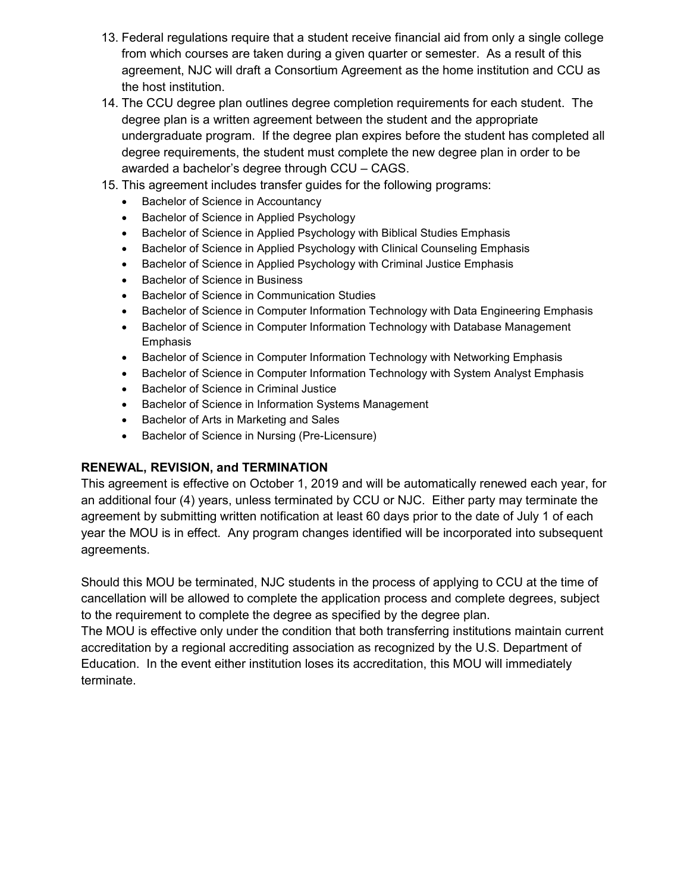13. Federal regulations require that a student receive financial aid from only a single college from which courses are taken during a given quarter or semester. As a result of this agreement, NJC will draft a Consortium Agreement as the home institution and CCU as the host institution.
14. The CCU degree plan outlines degree completion requirements for each student. The degree plan is a written agreement between the student and the appropriate undergraduate program. If the degree plan expires before the student has completed all degree requirements, the student must complete the new degree plan in order to be awarded a bachelor's degree through CCU – CAGS.
15. This agreement includes transfer guides for the following programs:
    - Bachelor of Science in Accountancy
    - Bachelor of Science in Applied Psychology
    - Bachelor of Science in Applied Psychology with Biblical Studies Emphasis
    - Bachelor of Science in Applied Psychology with Clinical Counseling Emphasis
    - Bachelor of Science in Applied Psychology with Criminal Justice Emphasis
    - Bachelor of Science in Business
    - Bachelor of Science in Communication Studies
    - Bachelor of Science in Computer Information Technology with Data Engineering Emphasis
    - Bachelor of Science in Computer Information Technology with Database Management Emphasis
    - Bachelor of Science in Computer Information Technology with Networking Emphasis
    - Bachelor of Science in Computer Information Technology with System Analyst Emphasis
    - Bachelor of Science in Criminal Justice
    - Bachelor of Science in Information Systems Management
    - Bachelor of Arts in Marketing and Sales
    - Bachelor of Science in Nursing (Pre-Licensure)

**RENEWAL, REVISION, and TERMINATION**

This agreement is effective on October 1, 2019 and will be automatically renewed each year, for an additional four (4) years, unless terminated by CCU or NJC. Either party may terminate the agreement by submitting written notification at least 60 days prior to the date of July 1 of each year the MOU is in effect. Any program changes identified will be incorporated into subsequent agreements.

Should this MOU be terminated, NJC students in the process of applying to CCU at the time of cancellation will be allowed to complete the application process and complete degrees, subject to the requirement to complete the degree as specified by the degree plan.

The MOU is effective only under the condition that both transferring institutions maintain current accreditation by a regional accrediting association as recognized by the U.S. Department of Education. In the event either institution loses its accreditation, this MOU will immediately terminate.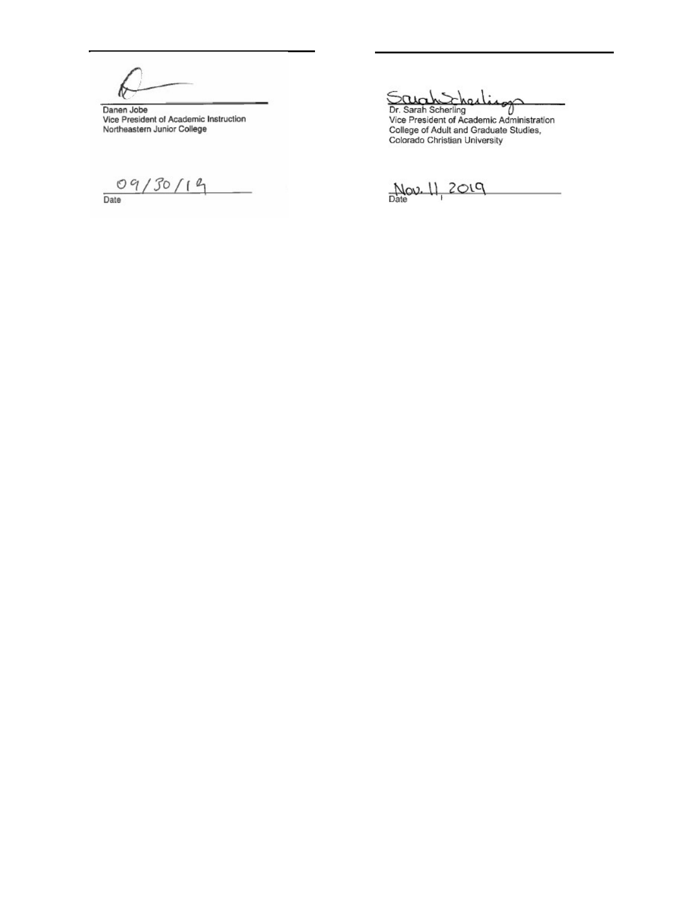Danen Jobe
Vice President of Academic Instruction
Northeastern Junior College

09/30/19
Date

Dr. Sarah Scherling
Vice President of Academic Administration
College of Adult and Graduate Studies,
Colorado Christian University

Nov. 11, 2019
Date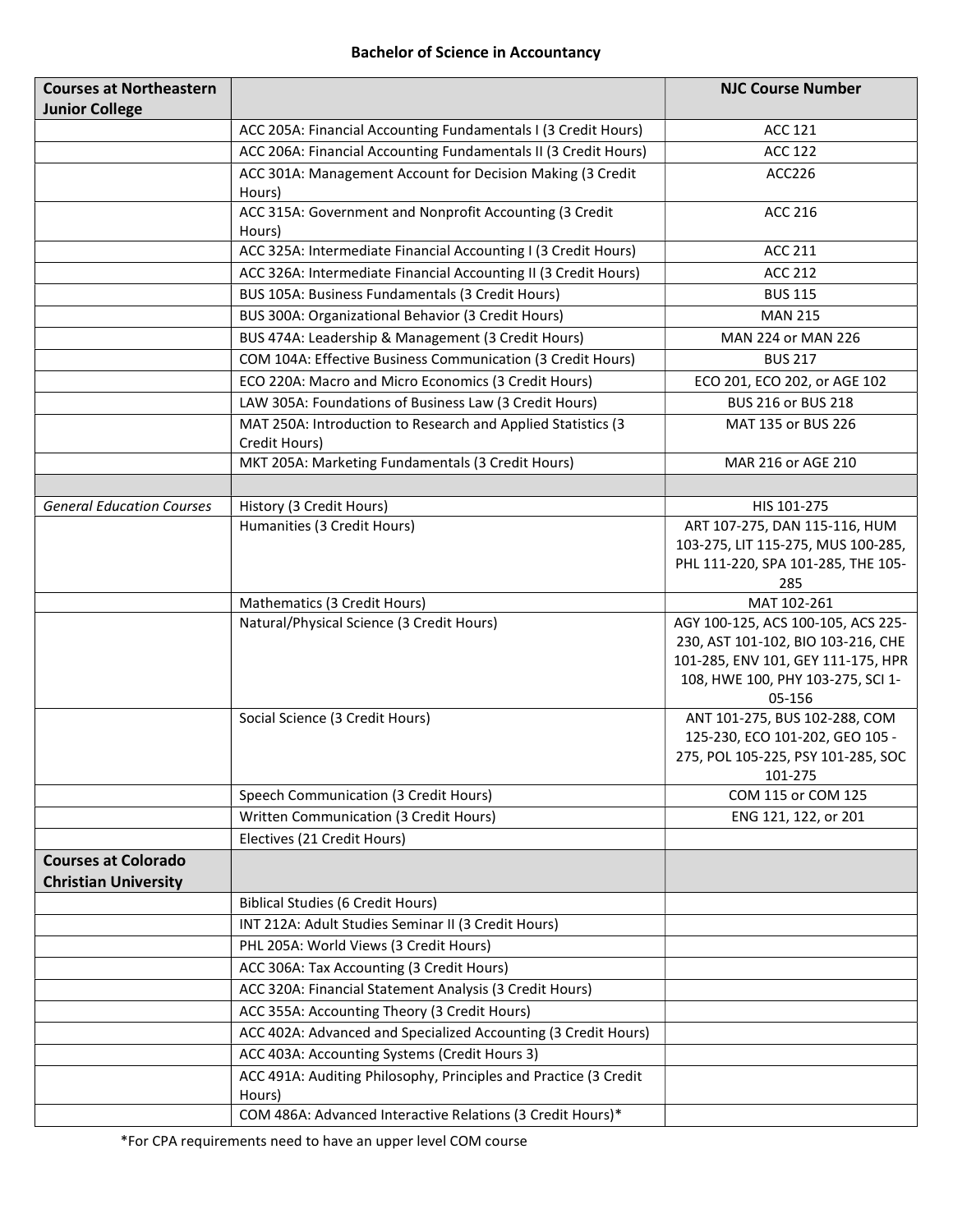## Bachelor of Science in Accountancy

| Courses at Northeastern Junior College | | NJC Course Number |
|---|---|---|
| | ACC 205A: Financial Accounting Fundamentals I (3 Credit Hours) | ACC 121 |
| | ACC 206A: Financial Accounting Fundamentals II (3 Credit Hours) | ACC 122 |
| | ACC 301A: Management Account for Decision Making (3 Credit Hours) | ACC226 |
| | ACC 315A: Government and Nonprofit Accounting (3 Credit Hours) | ACC 216 |
| | ACC 325A: Intermediate Financial Accounting I (3 Credit Hours) | ACC 211 |
| | ACC 326A: Intermediate Financial Accounting II (3 Credit Hours) | ACC 212 |
| | BUS 105A: Business Fundamentals (3 Credit Hours) | BUS 115 |
| | BUS 300A: Organizational Behavior (3 Credit Hours) | MAN 215 |
| | BUS 474A: Leadership & Management (3 Credit Hours) | MAN 224 or MAN 226 |
| | COM 104A: Effective Business Communication (3 Credit Hours) | BUS 217 |
| | ECO 220A: Macro and Micro Economics (3 Credit Hours) | ECO 201, ECO 202, or AGE 102 |
| | LAW 305A: Foundations of Business Law (3 Credit Hours) | BUS 216 or BUS 218 |
| | MAT 250A: Introduction to Research and Applied Statistics (3 Credit Hours) | MAT 135 or BUS 226 |
| | MKT 205A: Marketing Fundamentals (3 Credit Hours) | MAR 216 or AGE 210 |
| | | |
| *General Education Courses* | History (3 Credit Hours) | HIS 101-275 |
| | Humanities (3 Credit Hours) | ART 107-275, DAN 115-116, HUM 103-275, LIT 115-275, MUS 100-285, PHL 111-220, SPA 101-285, THE 105-285 |
| | Mathematics (3 Credit Hours) | MAT 102-261 |
| | Natural/Physical Science (3 Credit Hours) | AGY 100-125, ACS 100-105, ACS 225-230, AST 101-102, BIO 103-216, CHE 101-285, ENV 101, GEY 111-175, HPR 108, HWE 100, PHY 103-275, SCI 1-05-156 |
| | Social Science (3 Credit Hours) | ANT 101-275, BUS 102-288, COM 125-230, ECO 101-202, GEO 105 - 275, POL 105-225, PSY 101-285, SOC 101-275 |
| | Speech Communication (3 Credit Hours) | COM 115 or COM 125 |
| | Written Communication (3 Credit Hours) | ENG 121, 122, or 201 |
| | Electives (21 Credit Hours) | |
| **Courses at Colorado Christian University** | | |
| | Biblical Studies (6 Credit Hours) | |
| | INT 212A: Adult Studies Seminar II (3 Credit Hours) | |
| | PHL 205A: World Views (3 Credit Hours) | |
| | ACC 306A: Tax Accounting (3 Credit Hours) | |
| | ACC 320A: Financial Statement Analysis (3 Credit Hours) | |
| | ACC 355A: Accounting Theory (3 Credit Hours) | |
| | ACC 402A: Advanced and Specialized Accounting (3 Credit Hours) | |
| | ACC 403A: Accounting Systems (Credit Hours 3) | |
| | ACC 491A: Auditing Philosophy, Principles and Practice (3 Credit Hours) | |
| | COM 486A: Advanced Interactive Relations (3 Credit Hours)* | |

*For CPA requirements need to have an upper level COM course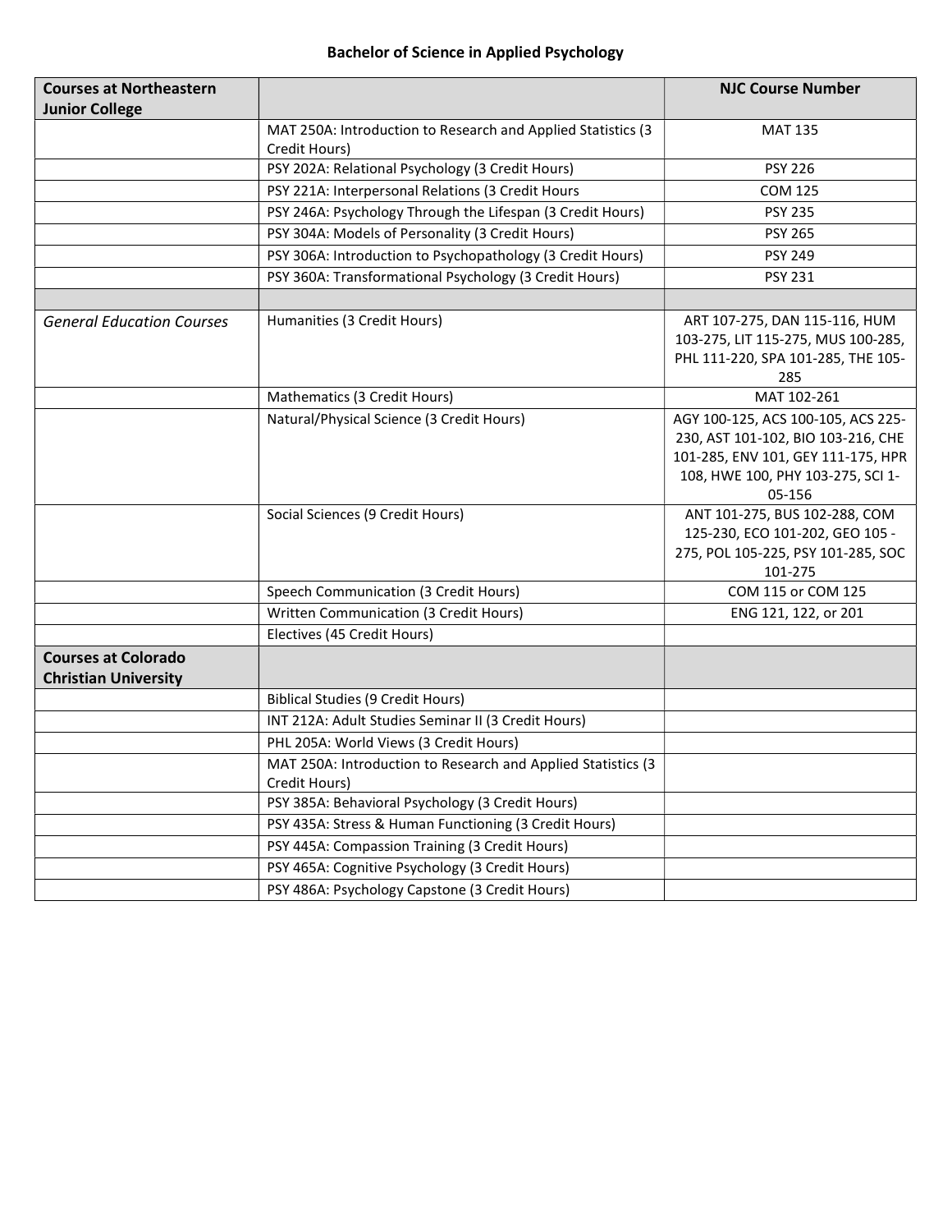**Bachelor of Science in Applied Psychology**

| **Courses at Northeastern Junior College** | | **NJC Course Number** |
|---|---|---|
| | MAT 250A: Introduction to Research and Applied Statistics (3 Credit Hours) | MAT 135 |
| | PSY 202A: Relational Psychology (3 Credit Hours) | PSY 226 |
| | PSY 221A: Interpersonal Relations (3 Credit Hours | COM 125 |
| | PSY 246A: Psychology Through the Lifespan (3 Credit Hours) | PSY 235 |
| | PSY 304A: Models of Personality (3 Credit Hours) | PSY 265 |
| | PSY 306A: Introduction to Psychopathology (3 Credit Hours) | PSY 249 |
| | PSY 360A: Transformational Psychology (3 Credit Hours) | PSY 231 |
| | | |
| *General Education Courses* | Humanities (3 Credit Hours) | ART 107-275, DAN 115-116, HUM 103-275, LIT 115-275, MUS 100-285, PHL 111-220, SPA 101-285, THE 105-285 |
| | Mathematics (3 Credit Hours) | MAT 102-261 |
| | Natural/Physical Science (3 Credit Hours) | AGY 100-125, ACS 100-105, ACS 225-230, AST 101-102, BIO 103-216, CHE 101-285, ENV 101, GEY 111-175, HPR 108, HWE 100, PHY 103-275, SCI 1-05-156 |
| | Social Sciences (9 Credit Hours) | ANT 101-275, BUS 102-288, COM 125-230, ECO 101-202, GEO 105 -275, POL 105-225, PSY 101-285, SOC 101-275 |
| | Speech Communication (3 Credit Hours) | COM 115 or COM 125 |
| | Written Communication (3 Credit Hours) | ENG 121, 122, or 201 |
| | Electives (45 Credit Hours) | |
| **Courses at Colorado Christian University** | | |
| | Biblical Studies (9 Credit Hours) | |
| | INT 212A: Adult Studies Seminar II (3 Credit Hours) | |
| | PHL 205A: World Views (3 Credit Hours) | |
| | MAT 250A: Introduction to Research and Applied Statistics (3 Credit Hours) | |
| | PSY 385A: Behavioral Psychology (3 Credit Hours) | |
| | PSY 435A: Stress & Human Functioning (3 Credit Hours) | |
| | PSY 445A: Compassion Training (3 Credit Hours) | |
| | PSY 465A: Cognitive Psychology (3 Credit Hours) | |
| | PSY 486A: Psychology Capstone (3 Credit Hours) | |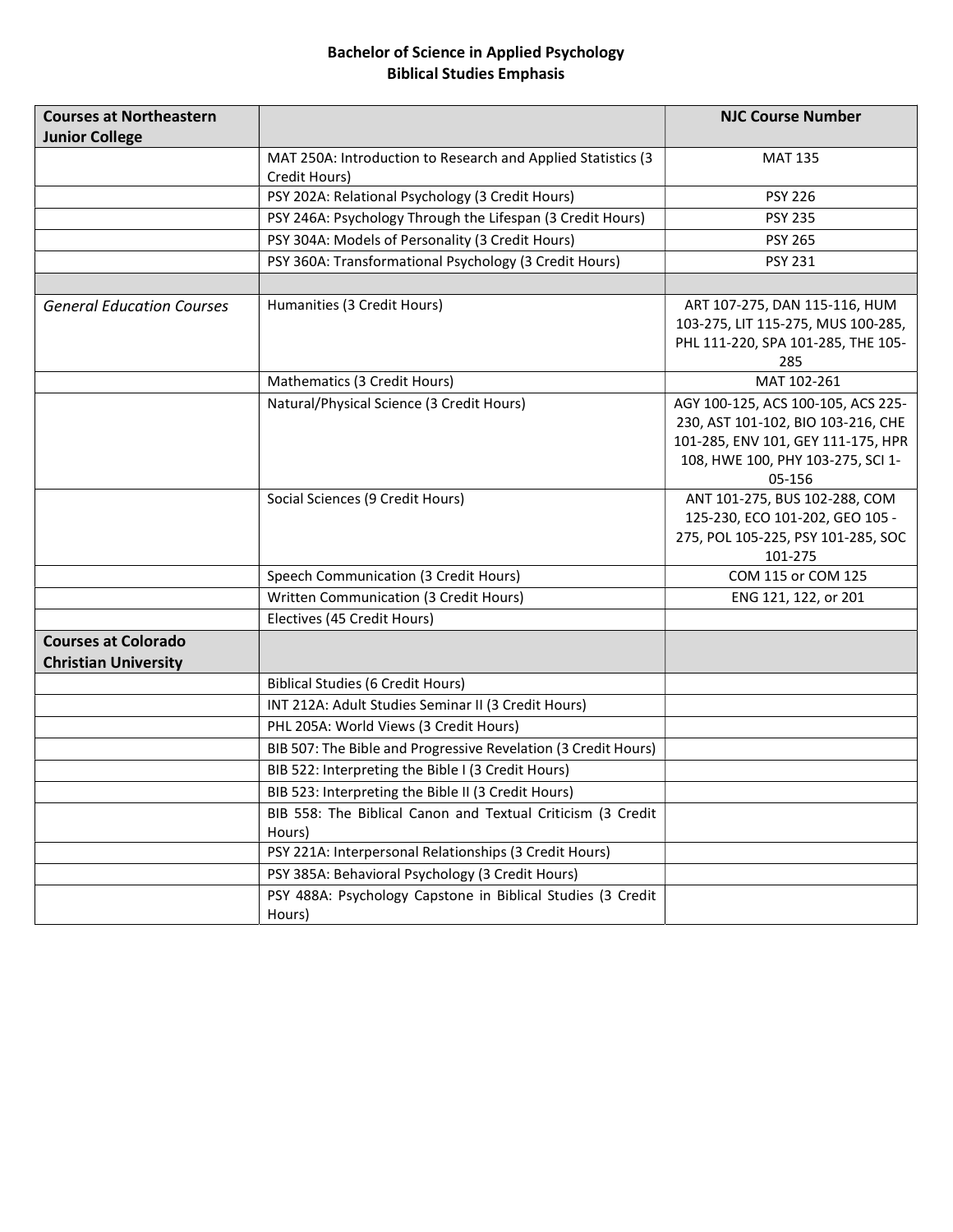**Bachelor of Science in Applied Psychology**
**Biblical Studies Emphasis**

| **Courses at Northeastern Junior College** | | **NJC Course Number** |
|---|---|---|
| | MAT 250A: Introduction to Research and Applied Statistics (3 Credit Hours) | MAT 135 |
| | PSY 202A: Relational Psychology (3 Credit Hours) | PSY 226 |
| | PSY 246A: Psychology Through the Lifespan (3 Credit Hours) | PSY 235 |
| | PSY 304A: Models of Personality (3 Credit Hours) | PSY 265 |
| | PSY 360A: Transformational Psychology (3 Credit Hours) | PSY 231 |
| | | |
| *General Education Courses* | Humanities (3 Credit Hours) | ART 107-275, DAN 115-116, HUM 103-275, LIT 115-275, MUS 100-285, PHL 111-220, SPA 101-285, THE 105-285 |
| | Mathematics (3 Credit Hours) | MAT 102-261 |
| | Natural/Physical Science (3 Credit Hours) | AGY 100-125, ACS 100-105, ACS 225-230, AST 101-102, BIO 103-216, CHE 101-285, ENV 101, GEY 111-175, HPR 108, HWE 100, PHY 103-275, SCI 1-05-156 |
| | Social Sciences (9 Credit Hours) | ANT 101-275, BUS 102-288, COM 125-230, ECO 101-202, GEO 105 - 275, POL 105-225, PSY 101-285, SOC 101-275 |
| | Speech Communication (3 Credit Hours) | COM 115 or COM 125 |
| | Written Communication (3 Credit Hours) | ENG 121, 122, or 201 |
| | Electives (45 Credit Hours) | |
| **Courses at Colorado Christian University** | | |
| | Biblical Studies (6 Credit Hours) | |
| | INT 212A: Adult Studies Seminar II (3 Credit Hours) | |
| | PHL 205A: World Views (3 Credit Hours) | |
| | BIB 507: The Bible and Progressive Revelation (3 Credit Hours) | |
| | BIB 522: Interpreting the Bible I (3 Credit Hours) | |
| | BIB 523: Interpreting the Bible II (3 Credit Hours) | |
| | BIB 558: The Biblical Canon and Textual Criticism (3 Credit Hours) | |
| | PSY 221A: Interpersonal Relationships (3 Credit Hours) | |
| | PSY 385A: Behavioral Psychology (3 Credit Hours) | |
| | PSY 488A: Psychology Capstone in Biblical Studies (3 Credit Hours) | |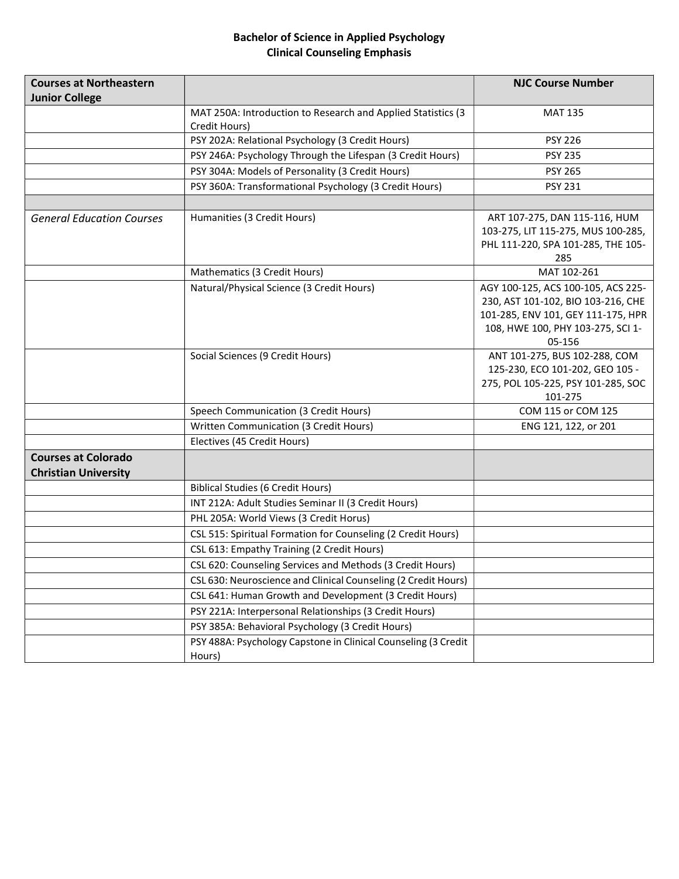**Bachelor of Science in Applied Psychology**
**Clinical Counseling Emphasis**

| **Courses at Northeastern Junior College** | | **NJC Course Number** |
|---|---|---|
| | MAT 250A: Introduction to Research and Applied Statistics (3 Credit Hours) | MAT 135 |
| | PSY 202A: Relational Psychology (3 Credit Hours) | PSY 226 |
| | PSY 246A: Psychology Through the Lifespan (3 Credit Hours) | PSY 235 |
| | PSY 304A: Models of Personality (3 Credit Hours) | PSY 265 |
| | PSY 360A: Transformational Psychology (3 Credit Hours) | PSY 231 |
| | | |
| *General Education Courses* | Humanities (3 Credit Hours) | ART 107-275, DAN 115-116, HUM 103-275, LIT 115-275, MUS 100-285, PHL 111-220, SPA 101-285, THE 105-285 |
| | Mathematics (3 Credit Hours) | MAT 102-261 |
| | Natural/Physical Science (3 Credit Hours) | AGY 100-125, ACS 100-105, ACS 225-230, AST 101-102, BIO 103-216, CHE 101-285, ENV 101, GEY 111-175, HPR 108, HWE 100, PHY 103-275, SCI 1-05-156 |
| | Social Sciences (9 Credit Hours) | ANT 101-275, BUS 102-288, COM 125-230, ECO 101-202, GEO 105 - 275, POL 105-225, PSY 101-285, SOC 101-275 |
| | Speech Communication (3 Credit Hours) | COM 115 or COM 125 |
| | Written Communication (3 Credit Hours) | ENG 121, 122, or 201 |
| | Electives (45 Credit Hours) | |
| **Courses at Colorado Christian University** | | |
| | Biblical Studies (6 Credit Hours) | |
| | INT 212A: Adult Studies Seminar II (3 Credit Hours) | |
| | PHL 205A: World Views (3 Credit Horus) | |
| | CSL 515: Spiritual Formation for Counseling (2 Credit Hours) | |
| | CSL 613: Empathy Training (2 Credit Hours) | |
| | CSL 620: Counseling Services and Methods (3 Credit Hours) | |
| | CSL 630: Neuroscience and Clinical Counseling (2 Credit Hours) | |
| | CSL 641: Human Growth and Development (3 Credit Hours) | |
| | PSY 221A: Interpersonal Relationships (3 Credit Hours) | |
| | PSY 385A: Behavioral Psychology (3 Credit Hours) | |
| | PSY 488A: Psychology Capstone in Clinical Counseling (3 Credit Hours) | |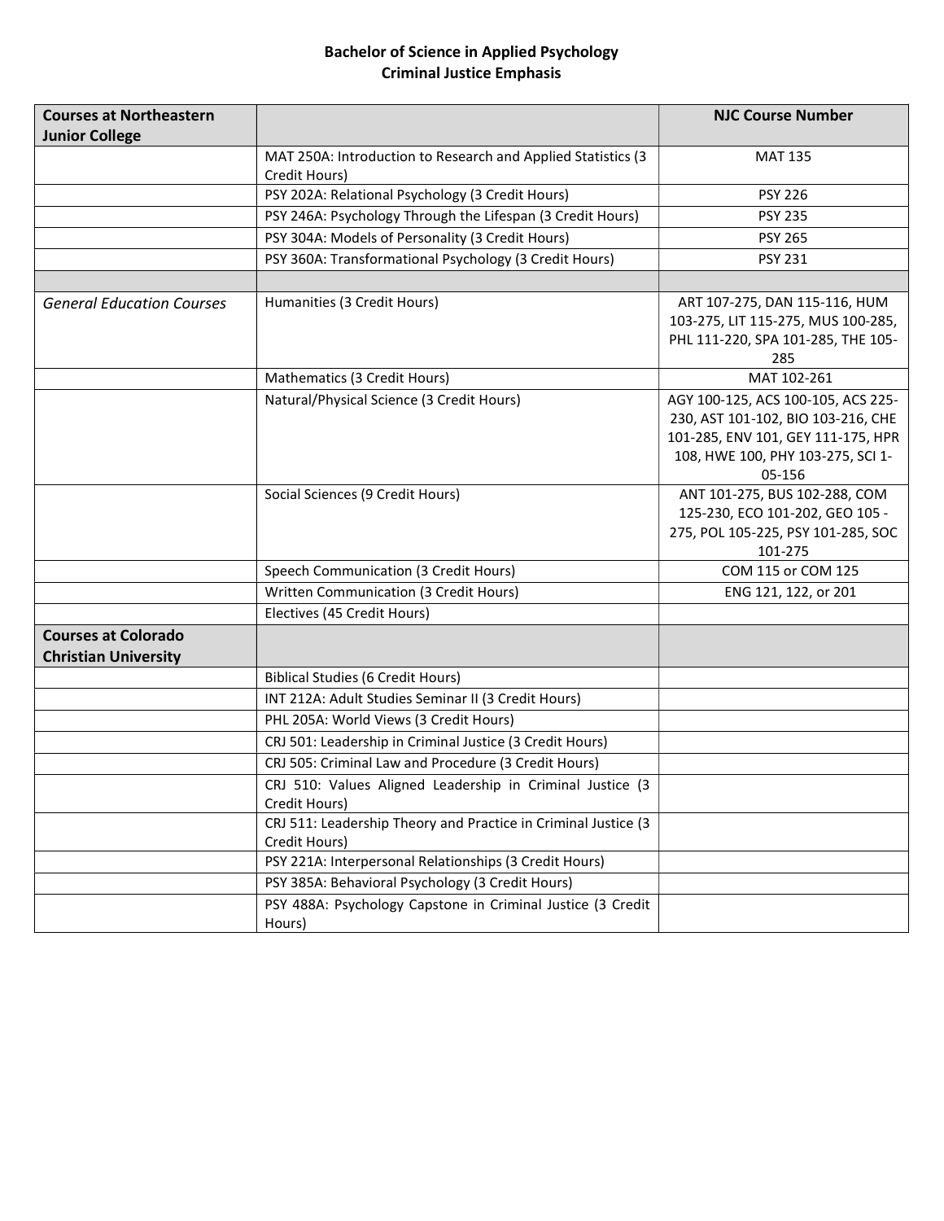**Bachelor of Science in Applied Psychology**
**Criminal Justice Emphasis**

| **Courses at Northeastern Junior College** | | **NJC Course Number** |
|---|---|---|
| | MAT 250A: Introduction to Research and Applied Statistics (3 Credit Hours) | MAT 135 |
| | PSY 202A: Relational Psychology (3 Credit Hours) | PSY 226 |
| | PSY 246A: Psychology Through the Lifespan (3 Credit Hours) | PSY 235 |
| | PSY 304A: Models of Personality (3 Credit Hours) | PSY 265 |
| | PSY 360A: Transformational Psychology (3 Credit Hours) | PSY 231 |
| | | |
| *General Education Courses* | Humanities (3 Credit Hours) | ART 107-275, DAN 115-116, HUM 103-275, LIT 115-275, MUS 100-285, PHL 111-220, SPA 101-285, THE 105-285 |
| | Mathematics (3 Credit Hours) | MAT 102-261 |
| | Natural/Physical Science (3 Credit Hours) | AGY 100-125, ACS 100-105, ACS 225-230, AST 101-102, BIO 103-216, CHE 101-285, ENV 101, GEY 111-175, HPR 108, HWE 100, PHY 103-275, SCI 1-05-156 |
| | Social Sciences (9 Credit Hours) | ANT 101-275, BUS 102-288, COM 125-230, ECO 101-202, GEO 105 - 275, POL 105-225, PSY 101-285, SOC 101-275 |
| | Speech Communication (3 Credit Hours) | COM 115 or COM 125 |
| | Written Communication (3 Credit Hours) | ENG 121, 122, or 201 |
| | Electives (45 Credit Hours) | |
| **Courses at Colorado Christian University** | | |
| | Biblical Studies (6 Credit Hours) | |
| | INT 212A: Adult Studies Seminar II (3 Credit Hours) | |
| | PHL 205A: World Views (3 Credit Hours) | |
| | CRJ 501: Leadership in Criminal Justice (3 Credit Hours) | |
| | CRJ 505: Criminal Law and Procedure (3 Credit Hours) | |
| | CRJ 510: Values Aligned Leadership in Criminal Justice (3 Credit Hours) | |
| | CRJ 511: Leadership Theory and Practice in Criminal Justice (3 Credit Hours) | |
| | PSY 221A: Interpersonal Relationships (3 Credit Hours) | |
| | PSY 385A: Behavioral Psychology (3 Credit Hours) | |
| | PSY 488A: Psychology Capstone in Criminal Justice (3 Credit Hours) | |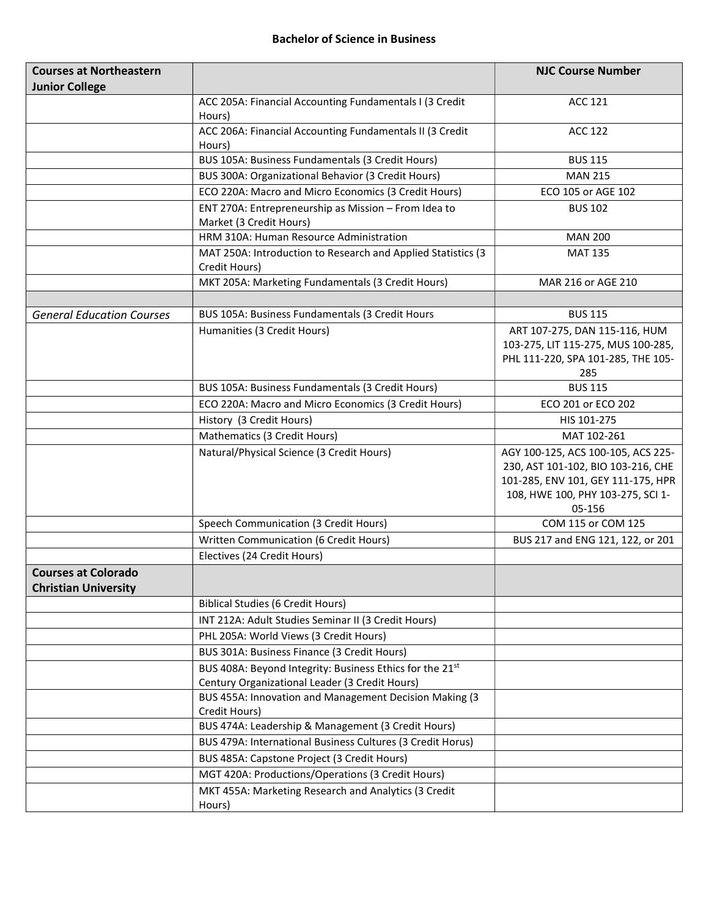# Bachelor of Science in Business

| Courses at Northeastern Junior College | | NJC Course Number |
|---|---|---|
| | ACC 205A: Financial Accounting Fundamentals I (3 Credit Hours) | ACC 121 |
| | ACC 206A: Financial Accounting Fundamentals II (3 Credit Hours) | ACC 122 |
| | BUS 105A: Business Fundamentals (3 Credit Hours) | BUS 115 |
| | BUS 300A: Organizational Behavior (3 Credit Hours) | MAN 215 |
| | ECO 220A: Macro and Micro Economics (3 Credit Hours) | ECO 105 or AGE 102 |
| | ENT 270A: Entrepreneurship as Mission – From Idea to Market (3 Credit Hours) | BUS 102 |
| | HRM 310A: Human Resource Administration | MAN 200 |
| | MAT 250A: Introduction to Research and Applied Statistics (3 Credit Hours) | MAT 135 |
| | MKT 205A: Marketing Fundamentals (3 Credit Hours) | MAR 216 or AGE 210 |
| | | |
| *General Education Courses* | BUS 105A: Business Fundamentals (3 Credit Hours | BUS 115 |
| | Humanities (3 Credit Hours) | ART 107-275, DAN 115-116, HUM 103-275, LIT 115-275, MUS 100-285, PHL 111-220, SPA 101-285, THE 105-285 |
| | BUS 105A: Business Fundamentals (3 Credit Hours) | BUS 115 |
| | ECO 220A: Macro and Micro Economics (3 Credit Hours) | ECO 201 or ECO 202 |
| | History (3 Credit Hours) | HIS 101-275 |
| | Mathematics (3 Credit Hours) | MAT 102-261 |
| | Natural/Physical Science (3 Credit Hours) | AGY 100-125, ACS 100-105, ACS 225-230, AST 101-102, BIO 103-216, CHE 101-285, ENV 101, GEY 111-175, HPR 108, HWE 100, PHY 103-275, SCI 1-05-156 |
| | Speech Communication (3 Credit Hours) | COM 115 or COM 125 |
| | Written Communication (6 Credit Hours) | BUS 217 and ENG 121, 122, or 201 |
| | Electives (24 Credit Hours) | |
| **Courses at Colorado Christian University** | | |
| | Biblical Studies (6 Credit Hours) | |
| | INT 212A: Adult Studies Seminar II (3 Credit Hours) | |
| | PHL 205A: World Views (3 Credit Hours) | |
| | BUS 301A: Business Finance (3 Credit Hours) | |
| | BUS 408A: Beyond Integrity: Business Ethics for the 21st Century Organizational Leader (3 Credit Hours) | |
| | BUS 455A: Innovation and Management Decision Making (3 Credit Hours) | |
| | BUS 474A: Leadership & Management (3 Credit Hours) | |
| | BUS 479A: International Business Cultures (3 Credit Horus) | |
| | BUS 485A: Capstone Project (3 Credit Hours) | |
| | MGT 420A: Productions/Operations (3 Credit Hours) | |
| | MKT 455A: Marketing Research and Analytics (3 Credit Hours) | |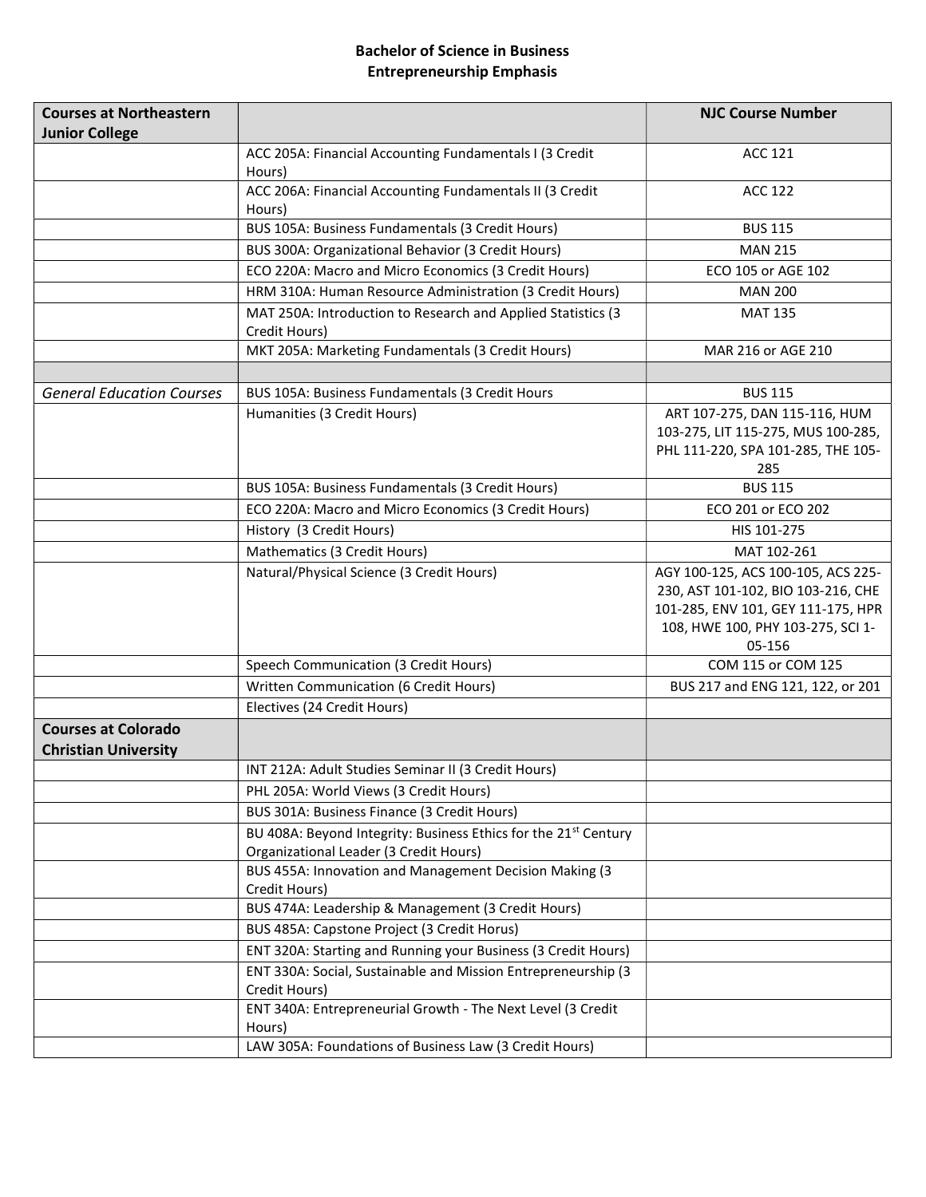**Bachelor of Science in Business**
**Entrepreneurship Emphasis**

| Courses at Northeastern Junior College | | NJC Course Number |
|---|---|---|
| | ACC 205A: Financial Accounting Fundamentals I (3 Credit Hours) | ACC 121 |
| | ACC 206A: Financial Accounting Fundamentals II (3 Credit Hours) | ACC 122 |
| | BUS 105A: Business Fundamentals (3 Credit Hours) | BUS 115 |
| | BUS 300A: Organizational Behavior (3 Credit Hours) | MAN 215 |
| | ECO 220A: Macro and Micro Economics (3 Credit Hours) | ECO 105 or AGE 102 |
| | HRM 310A: Human Resource Administration (3 Credit Hours) | MAN 200 |
| | MAT 250A: Introduction to Research and Applied Statistics (3 Credit Hours) | MAT 135 |
| | MKT 205A: Marketing Fundamentals (3 Credit Hours) | MAR 216 or AGE 210 |
| | | |
| *General Education Courses* | BUS 105A: Business Fundamentals (3 Credit Hours | BUS 115 |
| | Humanities (3 Credit Hours) | ART 107-275, DAN 115-116, HUM 103-275, LIT 115-275, MUS 100-285, PHL 111-220, SPA 101-285, THE 105-285 |
| | BUS 105A: Business Fundamentals (3 Credit Hours) | BUS 115 |
| | ECO 220A: Macro and Micro Economics (3 Credit Hours) | ECO 201 or ECO 202 |
| | History (3 Credit Hours) | HIS 101-275 |
| | Mathematics (3 Credit Hours) | MAT 102-261 |
| | Natural/Physical Science (3 Credit Hours) | AGY 100-125, ACS 100-105, ACS 225-230, AST 101-102, BIO 103-216, CHE 101-285, ENV 101, GEY 111-175, HPR 108, HWE 100, PHY 103-275, SCI 1-05-156 |
| | Speech Communication (3 Credit Hours) | COM 115 or COM 125 |
| | Written Communication (6 Credit Hours) | BUS 217 and ENG 121, 122, or 201 |
| | Electives (24 Credit Hours) | |
| **Courses at Colorado Christian University** | | |
| | INT 212A: Adult Studies Seminar II (3 Credit Hours) | |
| | PHL 205A: World Views (3 Credit Hours) | |
| | BUS 301A: Business Finance (3 Credit Hours) | |
| | BU 408A: Beyond Integrity: Business Ethics for the 21st Century Organizational Leader (3 Credit Hours) | |
| | BUS 455A: Innovation and Management Decision Making (3 Credit Hours) | |
| | BUS 474A: Leadership & Management (3 Credit Hours) | |
| | BUS 485A: Capstone Project (3 Credit Horus) | |
| | ENT 320A: Starting and Running your Business (3 Credit Hours) | |
| | ENT 330A: Social, Sustainable and Mission Entrepreneurship (3 Credit Hours) | |
| | ENT 340A: Entrepreneurial Growth - The Next Level (3 Credit Hours) | |
| | LAW 305A: Foundations of Business Law (3 Credit Hours) | |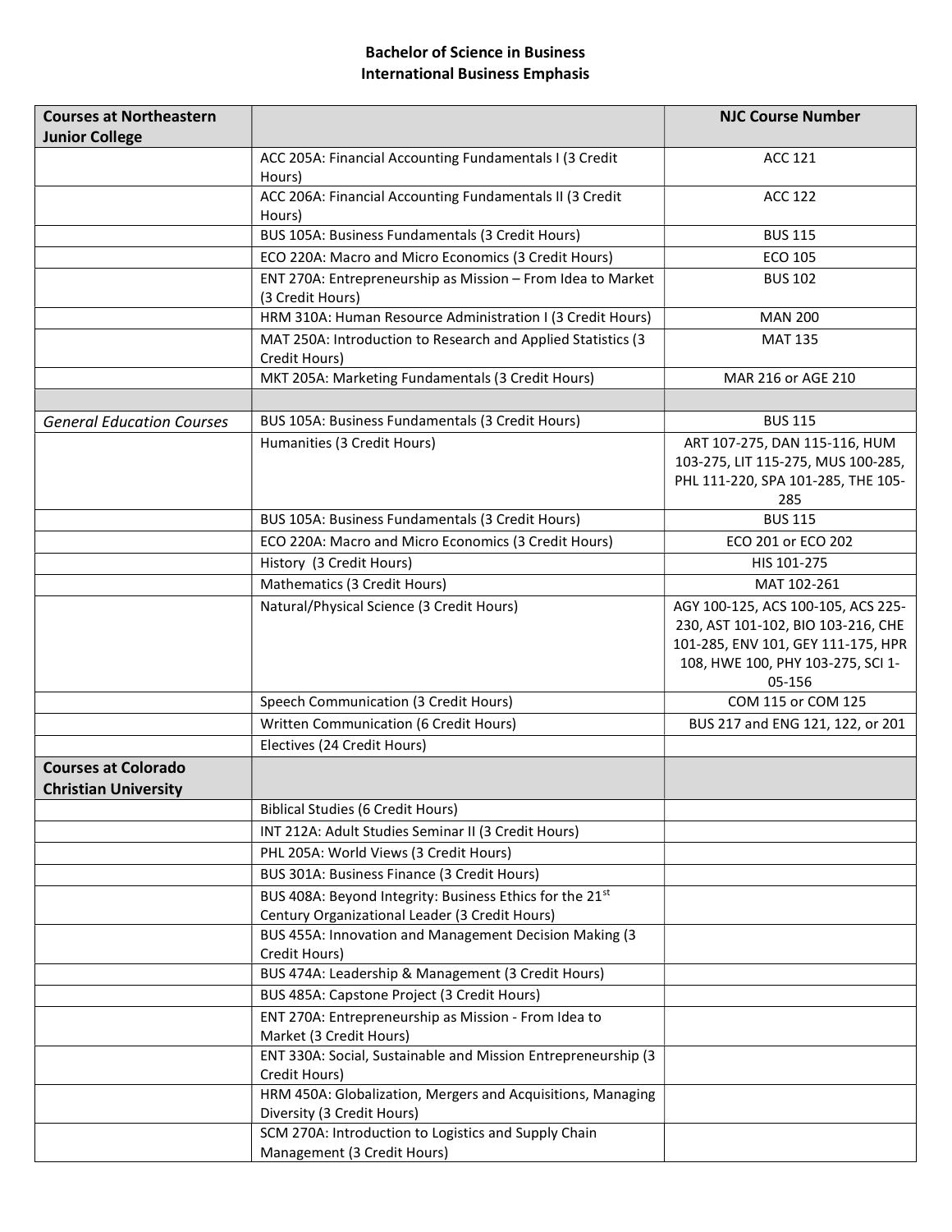# Bachelor of Science in Business
## International Business Emphasis

| Courses at Northeastern Junior College | | NJC Course Number |
|---|---|---|
| | ACC 205A: Financial Accounting Fundamentals I (3 Credit Hours) | ACC 121 |
| | ACC 206A: Financial Accounting Fundamentals II (3 Credit Hours) | ACC 122 |
| | BUS 105A: Business Fundamentals (3 Credit Hours) | BUS 115 |
| | ECO 220A: Macro and Micro Economics (3 Credit Hours) | ECO 105 |
| | ENT 270A: Entrepreneurship as Mission – From Idea to Market (3 Credit Hours) | BUS 102 |
| | HRM 310A: Human Resource Administration I (3 Credit Hours) | MAN 200 |
| | MAT 250A: Introduction to Research and Applied Statistics (3 Credit Hours) | MAT 135 |
| | MKT 205A: Marketing Fundamentals (3 Credit Hours) | MAR 216 or AGE 210 |
| | | |
| *General Education Courses* | BUS 105A: Business Fundamentals (3 Credit Hours) | BUS 115 |
| | Humanities (3 Credit Hours) | ART 107-275, DAN 115-116, HUM 103-275, LIT 115-275, MUS 100-285, PHL 111-220, SPA 101-285, THE 105-285 |
| | BUS 105A: Business Fundamentals (3 Credit Hours) | BUS 115 |
| | ECO 220A: Macro and Micro Economics (3 Credit Hours) | ECO 201 or ECO 202 |
| | History (3 Credit Hours) | HIS 101-275 |
| | Mathematics (3 Credit Hours) | MAT 102-261 |
| | Natural/Physical Science (3 Credit Hours) | AGY 100-125, ACS 100-105, ACS 225-230, AST 101-102, BIO 103-216, CHE 101-285, ENV 101, GEY 111-175, HPR 108, HWE 100, PHY 103-275, SCI 1-05-156 |
| | Speech Communication (3 Credit Hours) | COM 115 or COM 125 |
| | Written Communication (6 Credit Hours) | BUS 217 and ENG 121, 122, or 201 |
| | Electives (24 Credit Hours) | |
| **Courses at Colorado Christian University** | | |
| | Biblical Studies (6 Credit Hours) | |
| | INT 212A: Adult Studies Seminar II (3 Credit Hours) | |
| | PHL 205A: World Views (3 Credit Hours) | |
| | BUS 301A: Business Finance (3 Credit Hours) | |
| | BUS 408A: Beyond Integrity: Business Ethics for the 21st Century Organizational Leader (3 Credit Hours) | |
| | BUS 455A: Innovation and Management Decision Making (3 Credit Hours) | |
| | BUS 474A: Leadership & Management (3 Credit Hours) | |
| | BUS 485A: Capstone Project (3 Credit Hours) | |
| | ENT 270A: Entrepreneurship as Mission - From Idea to Market (3 Credit Hours) | |
| | ENT 330A: Social, Sustainable and Mission Entrepreneurship (3 Credit Hours) | |
| | HRM 450A: Globalization, Mergers and Acquisitions, Managing Diversity (3 Credit Hours) | |
| | SCM 270A: Introduction to Logistics and Supply Chain Management (3 Credit Hours) | |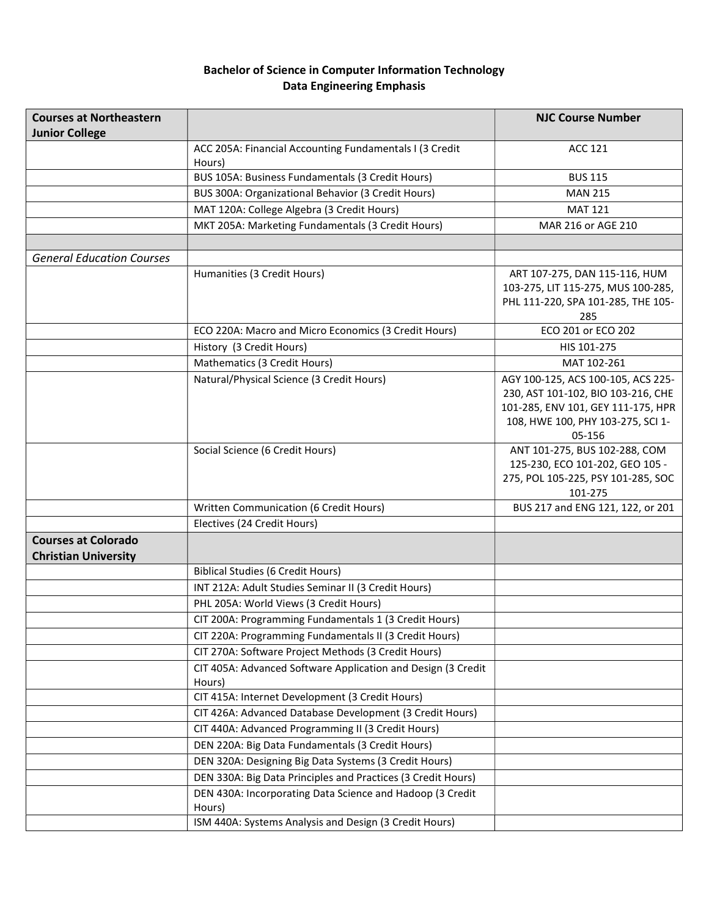**Bachelor of Science in Computer Information Technology**
**Data Engineering Emphasis**

| **Courses at Northeastern Junior College** | | **NJC Course Number** |
|---|---|---|
| | ACC 205A: Financial Accounting Fundamentals I (3 Credit Hours) | ACC 121 |
| | BUS 105A: Business Fundamentals (3 Credit Hours) | BUS 115 |
| | BUS 300A: Organizational Behavior (3 Credit Hours) | MAN 215 |
| | MAT 120A: College Algebra (3 Credit Hours) | MAT 121 |
| | MKT 205A: Marketing Fundamentals (3 Credit Hours) | MAR 216 or AGE 210 |
| | | |
| *General Education Courses* | | |
| | Humanities (3 Credit Hours) | ART 107-275, DAN 115-116, HUM 103-275, LIT 115-275, MUS 100-285, PHL 111-220, SPA 101-285, THE 105-285 |
| | ECO 220A: Macro and Micro Economics (3 Credit Hours) | ECO 201 or ECO 202 |
| | History (3 Credit Hours) | HIS 101-275 |
| | Mathematics (3 Credit Hours) | MAT 102-261 |
| | Natural/Physical Science (3 Credit Hours) | AGY 100-125, ACS 100-105, ACS 225-230, AST 101-102, BIO 103-216, CHE 101-285, ENV 101, GEY 111-175, HPR 108, HWE 100, PHY 103-275, SCI 1-05-156 |
| | Social Science (6 Credit Hours) | ANT 101-275, BUS 102-288, COM 125-230, ECO 101-202, GEO 105 - 275, POL 105-225, PSY 101-285, SOC 101-275 |
| | Written Communication (6 Credit Hours) | BUS 217 and ENG 121, 122, or 201 |
| | Electives (24 Credit Hours) | |
| **Courses at Colorado Christian University** | | |
| | Biblical Studies (6 Credit Hours) | |
| | INT 212A: Adult Studies Seminar II (3 Credit Hours) | |
| | PHL 205A: World Views (3 Credit Hours) | |
| | CIT 200A: Programming Fundamentals 1 (3 Credit Hours) | |
| | CIT 220A: Programming Fundamentals II (3 Credit Hours) | |
| | CIT 270A: Software Project Methods (3 Credit Hours) | |
| | CIT 405A: Advanced Software Application and Design (3 Credit Hours) | |
| | CIT 415A: Internet Development (3 Credit Hours) | |
| | CIT 426A: Advanced Database Development (3 Credit Hours) | |
| | CIT 440A: Advanced Programming II (3 Credit Hours) | |
| | DEN 220A: Big Data Fundamentals (3 Credit Hours) | |
| | DEN 320A: Designing Big Data Systems (3 Credit Hours) | |
| | DEN 330A: Big Data Principles and Practices (3 Credit Hours) | |
| | DEN 430A: Incorporating Data Science and Hadoop (3 Credit Hours) | |
| | ISM 440A: Systems Analysis and Design (3 Credit Hours) | |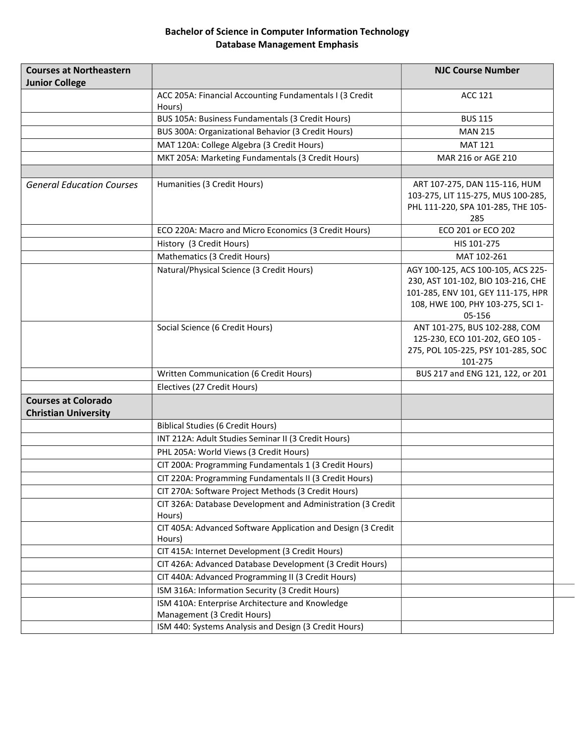**Bachelor of Science in Computer Information Technology**
**Database Management Emphasis**

| **Courses at Northeastern Junior College** | | **NJC Course Number** |
|---|---|---|
| | ACC 205A: Financial Accounting Fundamentals I (3 Credit Hours) | ACC 121 |
| | BUS 105A: Business Fundamentals (3 Credit Hours) | BUS 115 |
| | BUS 300A: Organizational Behavior (3 Credit Hours) | MAN 215 |
| | MAT 120A: College Algebra (3 Credit Hours) | MAT 121 |
| | MKT 205A: Marketing Fundamentals (3 Credit Hours) | MAR 216 or AGE 210 |
| | | |
| *General Education Courses* | Humanities (3 Credit Hours) | ART 107-275, DAN 115-116, HUM 103-275, LIT 115-275, MUS 100-285, PHL 111-220, SPA 101-285, THE 105-285 |
| | ECO 220A: Macro and Micro Economics (3 Credit Hours) | ECO 201 or ECO 202 |
| | History (3 Credit Hours) | HIS 101-275 |
| | Mathematics (3 Credit Hours) | MAT 102-261 |
| | Natural/Physical Science (3 Credit Hours) | AGY 100-125, ACS 100-105, ACS 225-230, AST 101-102, BIO 103-216, CHE 101-285, ENV 101, GEY 111-175, HPR 108, HWE 100, PHY 103-275, SCI 1-05-156 |
| | Social Science (6 Credit Hours) | ANT 101-275, BUS 102-288, COM 125-230, ECO 101-202, GEO 105 - 275, POL 105-225, PSY 101-285, SOC 101-275 |
| | Written Communication (6 Credit Hours) | BUS 217 and ENG 121, 122, or 201 |
| | Electives (27 Credit Hours) | |
| **Courses at Colorado Christian University** | | |
| | Biblical Studies (6 Credit Hours) | |
| | INT 212A: Adult Studies Seminar II (3 Credit Hours) | |
| | PHL 205A: World Views (3 Credit Hours) | |
| | CIT 200A: Programming Fundamentals 1 (3 Credit Hours) | |
| | CIT 220A: Programming Fundamentals II (3 Credit Hours) | |
| | CIT 270A: Software Project Methods (3 Credit Hours) | |
| | CIT 326A: Database Development and Administration (3 Credit Hours) | |
| | CIT 405A: Advanced Software Application and Design (3 Credit Hours) | |
| | CIT 415A: Internet Development (3 Credit Hours) | |
| | CIT 426A: Advanced Database Development (3 Credit Hours) | |
| | CIT 440A: Advanced Programming II (3 Credit Hours) | |
| | ISM 316A: Information Security (3 Credit Hours) | |
| | ISM 410A: Enterprise Architecture and Knowledge Management (3 Credit Hours) | |
| | ISM 440: Systems Analysis and Design (3 Credit Hours) | |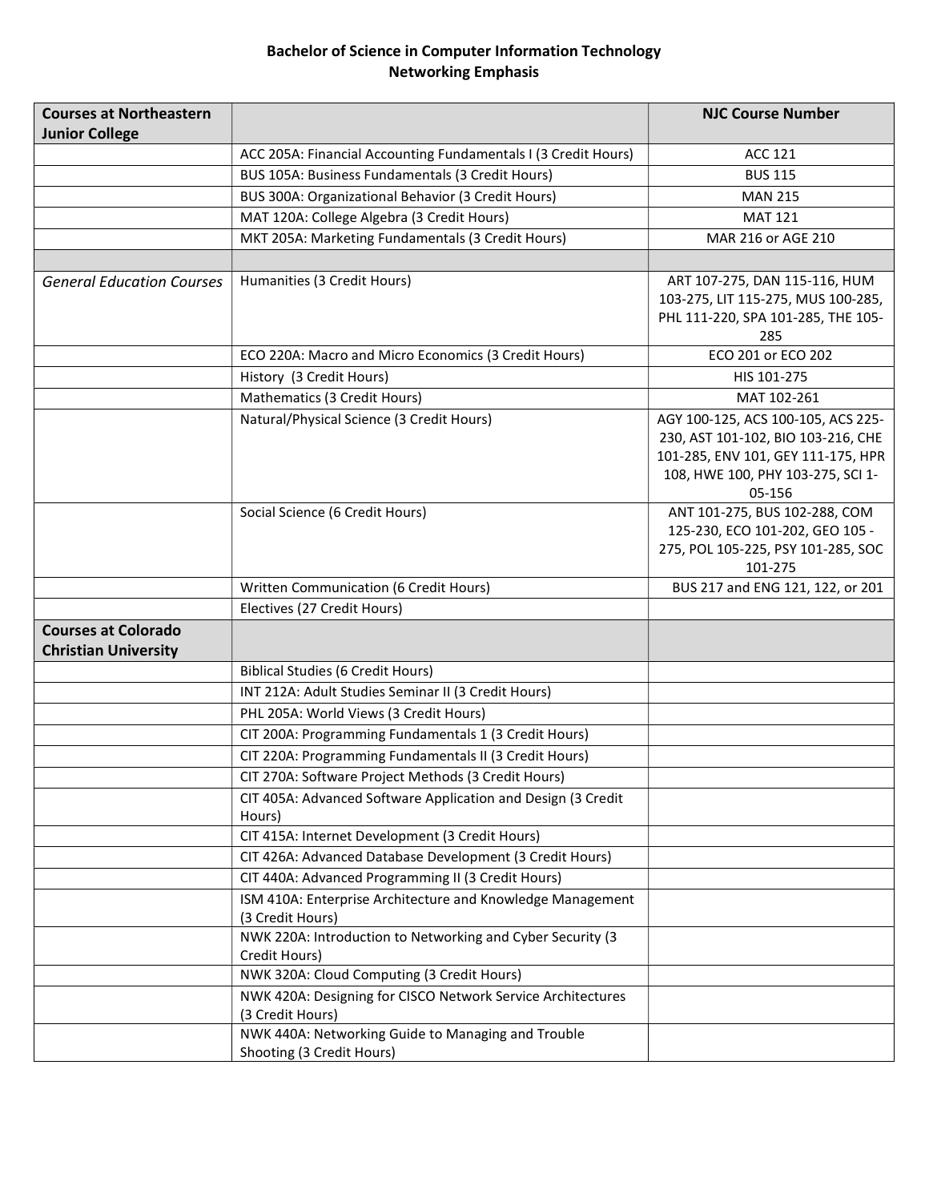**Bachelor of Science in Computer Information Technology**
**Networking Emphasis**

| **Courses at Northeastern Junior College** | | **NJC Course Number** |
|---|---|---|
| | ACC 205A: Financial Accounting Fundamentals I (3 Credit Hours) | ACC 121 |
| | BUS 105A: Business Fundamentals (3 Credit Hours) | BUS 115 |
| | BUS 300A: Organizational Behavior (3 Credit Hours) | MAN 215 |
| | MAT 120A: College Algebra (3 Credit Hours) | MAT 121 |
| | MKT 205A: Marketing Fundamentals (3 Credit Hours) | MAR 216 or AGE 210 |
| | | |
| *General Education Courses* | Humanities (3 Credit Hours) | ART 107-275, DAN 115-116, HUM 103-275, LIT 115-275, MUS 100-285, PHL 111-220, SPA 101-285, THE 105-285 |
| | ECO 220A: Macro and Micro Economics (3 Credit Hours) | ECO 201 or ECO 202 |
| | History (3 Credit Hours) | HIS 101-275 |
| | Mathematics (3 Credit Hours) | MAT 102-261 |
| | Natural/Physical Science (3 Credit Hours) | AGY 100-125, ACS 100-105, ACS 225-230, AST 101-102, BIO 103-216, CHE 101-285, ENV 101, GEY 111-175, HPR 108, HWE 100, PHY 103-275, SCI 1-05-156 |
| | Social Science (6 Credit Hours) | ANT 101-275, BUS 102-288, COM 125-230, ECO 101-202, GEO 105 - 275, POL 105-225, PSY 101-285, SOC 101-275 |
| | Written Communication (6 Credit Hours) | BUS 217 and ENG 121, 122, or 201 |
| | Electives (27 Credit Hours) | |
| **Courses at Colorado Christian University** | | |
| | Biblical Studies (6 Credit Hours) | |
| | INT 212A: Adult Studies Seminar II (3 Credit Hours) | |
| | PHL 205A: World Views (3 Credit Hours) | |
| | CIT 200A: Programming Fundamentals 1 (3 Credit Hours) | |
| | CIT 220A: Programming Fundamentals II (3 Credit Hours) | |
| | CIT 270A: Software Project Methods (3 Credit Hours) | |
| | CIT 405A: Advanced Software Application and Design (3 Credit Hours) | |
| | CIT 415A: Internet Development (3 Credit Hours) | |
| | CIT 426A: Advanced Database Development (3 Credit Hours) | |
| | CIT 440A: Advanced Programming II (3 Credit Hours) | |
| | ISM 410A: Enterprise Architecture and Knowledge Management (3 Credit Hours) | |
| | NWK 220A: Introduction to Networking and Cyber Security (3 Credit Hours) | |
| | NWK 320A: Cloud Computing (3 Credit Hours) | |
| | NWK 420A: Designing for CISCO Network Service Architectures (3 Credit Hours) | |
| | NWK 440A: Networking Guide to Managing and Trouble Shooting (3 Credit Hours) | |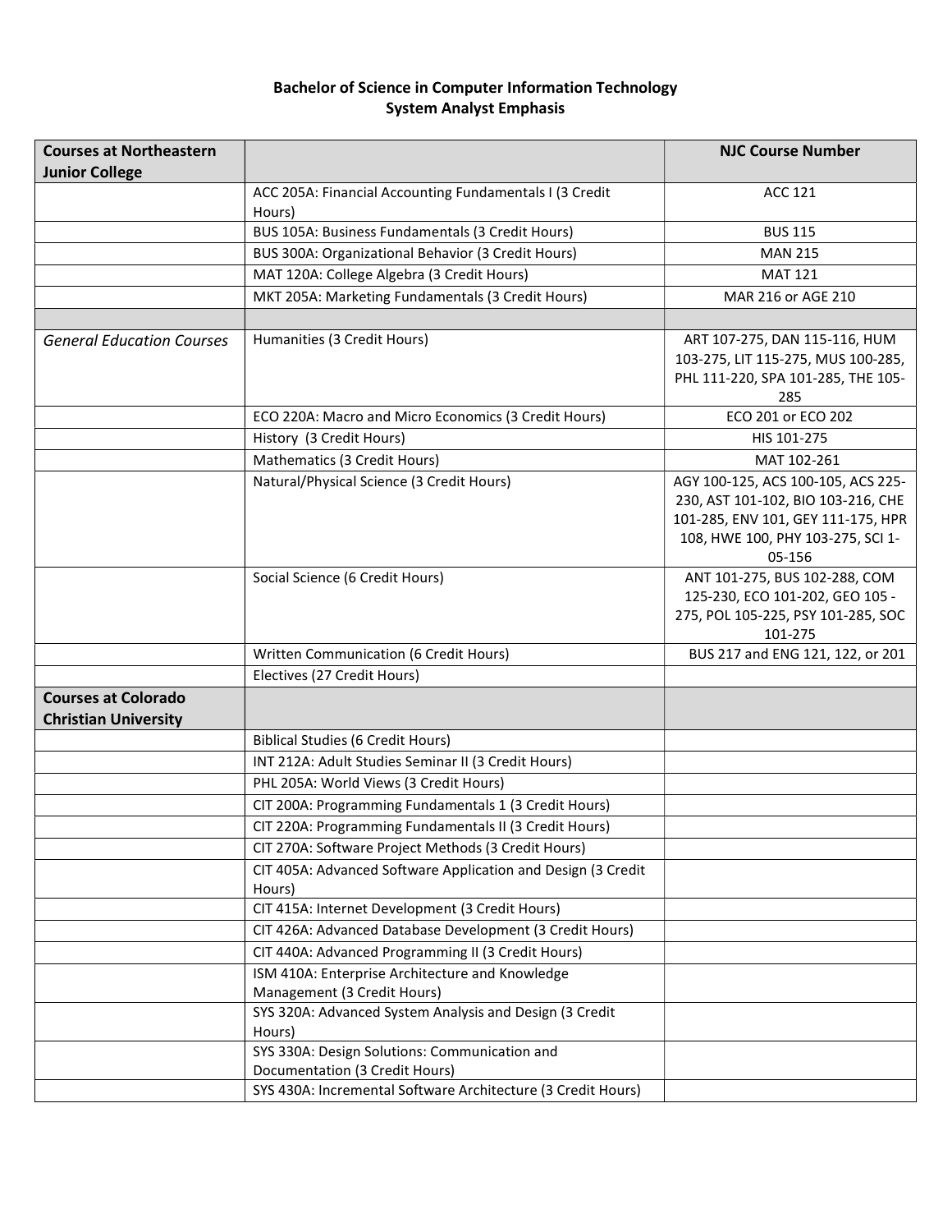**Bachelor of Science in Computer Information Technology**
**System Analyst Emphasis**

| **Courses at Northeastern Junior College** | | **NJC Course Number** |
|---|---|---|
| | ACC 205A: Financial Accounting Fundamentals I (3 Credit Hours) | ACC 121 |
| | BUS 105A: Business Fundamentals (3 Credit Hours) | BUS 115 |
| | BUS 300A: Organizational Behavior (3 Credit Hours) | MAN 215 |
| | MAT 120A: College Algebra (3 Credit Hours) | MAT 121 |
| | MKT 205A: Marketing Fundamentals (3 Credit Hours) | MAR 216 or AGE 210 |
| | | |
| *General Education Courses* | Humanities (3 Credit Hours) | ART 107-275, DAN 115-116, HUM 103-275, LIT 115-275, MUS 100-285, PHL 111-220, SPA 101-285, THE 105-285 |
| | ECO 220A: Macro and Micro Economics (3 Credit Hours) | ECO 201 or ECO 202 |
| | History (3 Credit Hours) | HIS 101-275 |
| | Mathematics (3 Credit Hours) | MAT 102-261 |
| | Natural/Physical Science (3 Credit Hours) | AGY 100-125, ACS 100-105, ACS 225-230, AST 101-102, BIO 103-216, CHE 101-285, ENV 101, GEY 111-175, HPR 108, HWE 100, PHY 103-275, SCI 1-05-156 |
| | Social Science (6 Credit Hours) | ANT 101-275, BUS 102-288, COM 125-230, ECO 101-202, GEO 105 - 275, POL 105-225, PSY 101-285, SOC 101-275 |
| | Written Communication (6 Credit Hours) | BUS 217 and ENG 121, 122, or 201 |
| | Electives (27 Credit Hours) | |
| **Courses at Colorado Christian University** | | |
| | Biblical Studies (6 Credit Hours) | |
| | INT 212A: Adult Studies Seminar II (3 Credit Hours) | |
| | PHL 205A: World Views (3 Credit Hours) | |
| | CIT 200A: Programming Fundamentals 1 (3 Credit Hours) | |
| | CIT 220A: Programming Fundamentals II (3 Credit Hours) | |
| | CIT 270A: Software Project Methods (3 Credit Hours) | |
| | CIT 405A: Advanced Software Application and Design (3 Credit Hours) | |
| | CIT 415A: Internet Development (3 Credit Hours) | |
| | CIT 426A: Advanced Database Development (3 Credit Hours) | |
| | CIT 440A: Advanced Programming II (3 Credit Hours) | |
| | ISM 410A: Enterprise Architecture and Knowledge Management (3 Credit Hours) | |
| | SYS 320A: Advanced System Analysis and Design (3 Credit Hours) | |
| | SYS 330A: Design Solutions: Communication and Documentation (3 Credit Hours) | |
| | SYS 430A: Incremental Software Architecture (3 Credit Hours) | |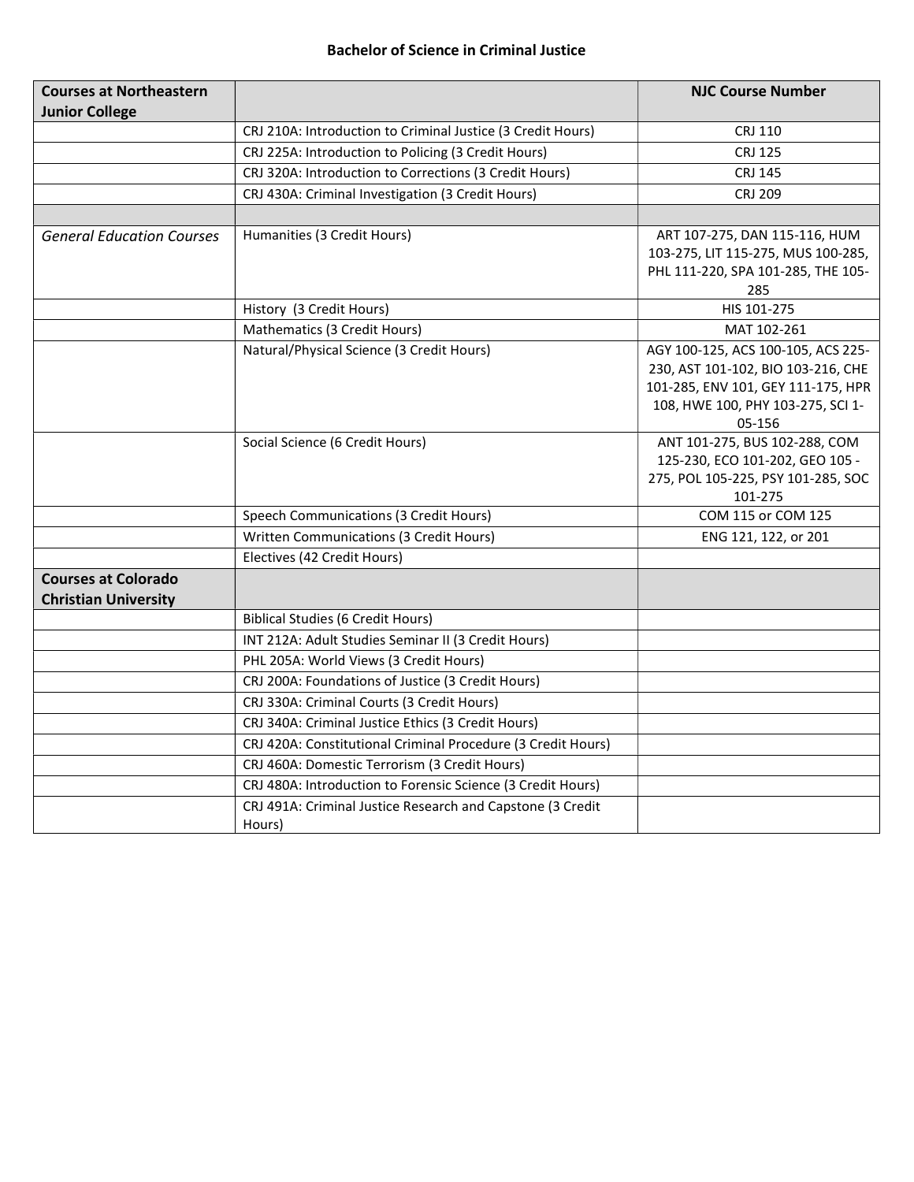**Bachelor of Science in Criminal Justice**

| **Courses at Northeastern Junior College** | | **NJC Course Number** |
|---|---|---|
| | CRJ 210A: Introduction to Criminal Justice (3 Credit Hours) | CRJ 110 |
| | CRJ 225A: Introduction to Policing (3 Credit Hours) | CRJ 125 |
| | CRJ 320A: Introduction to Corrections (3 Credit Hours) | CRJ 145 |
| | CRJ 430A: Criminal Investigation (3 Credit Hours) | CRJ 209 |
| | | |
| *General Education Courses* | Humanities (3 Credit Hours) | ART 107-275, DAN 115-116, HUM 103-275, LIT 115-275, MUS 100-285, PHL 111-220, SPA 101-285, THE 105-285 |
| | History (3 Credit Hours) | HIS 101-275 |
| | Mathematics (3 Credit Hours) | MAT 102-261 |
| | Natural/Physical Science (3 Credit Hours) | AGY 100-125, ACS 100-105, ACS 225-230, AST 101-102, BIO 103-216, CHE 101-285, ENV 101, GEY 111-175, HPR 108, HWE 100, PHY 103-275, SCI 1-05-156 |
| | Social Science (6 Credit Hours) | ANT 101-275, BUS 102-288, COM 125-230, ECO 101-202, GEO 105 - 275, POL 105-225, PSY 101-285, SOC 101-275 |
| | Speech Communications (3 Credit Hours) | COM 115 or COM 125 |
| | Written Communications (3 Credit Hours) | ENG 121, 122, or 201 |
| | Electives (42 Credit Hours) | |
| **Courses at Colorado Christian University** | | |
| | Biblical Studies (6 Credit Hours) | |
| | INT 212A: Adult Studies Seminar II (3 Credit Hours) | |
| | PHL 205A: World Views (3 Credit Hours) | |
| | CRJ 200A: Foundations of Justice (3 Credit Hours) | |
| | CRJ 330A: Criminal Courts (3 Credit Hours) | |
| | CRJ 340A: Criminal Justice Ethics (3 Credit Hours) | |
| | CRJ 420A: Constitutional Criminal Procedure (3 Credit Hours) | |
| | CRJ 460A: Domestic Terrorism (3 Credit Hours) | |
| | CRJ 480A: Introduction to Forensic Science (3 Credit Hours) | |
| | CRJ 491A: Criminal Justice Research and Capstone (3 Credit Hours) | |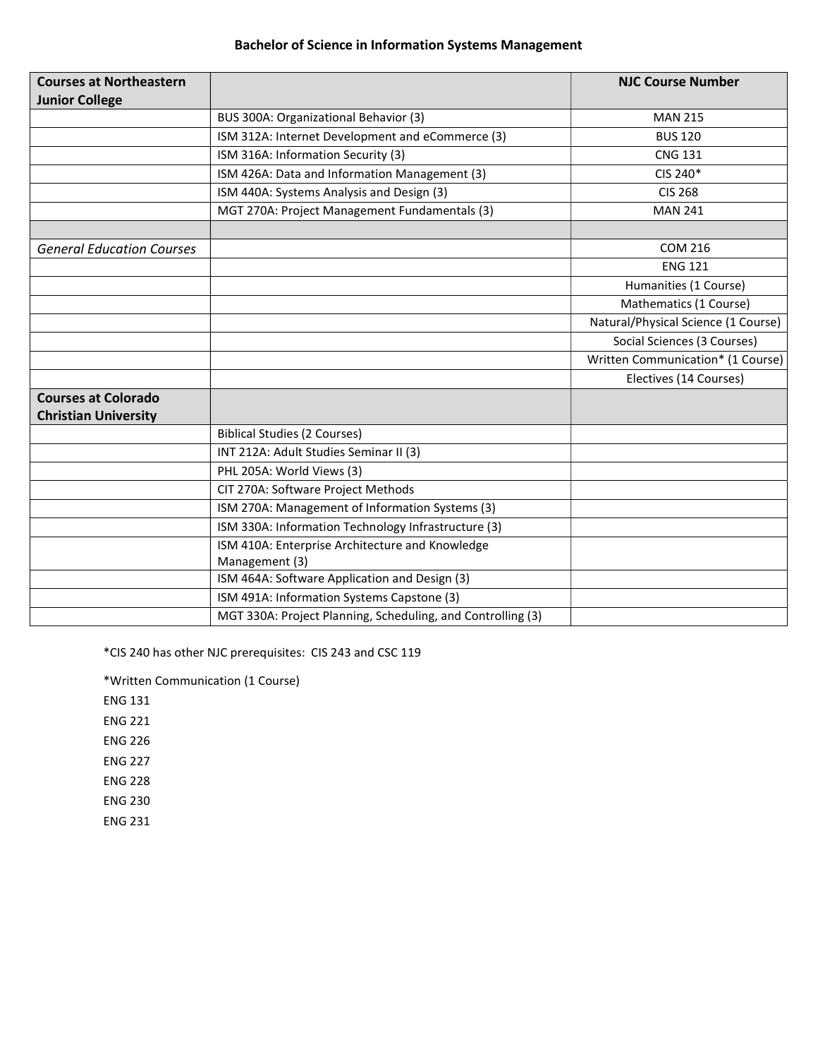### Bachelor of Science in Information Systems Management

| **Courses at Northeastern Junior College** | | **NJC Course Number** |
|---|---|---|
| | BUS 300A: Organizational Behavior (3) | MAN 215 |
| | ISM 312A: Internet Development and eCommerce (3) | BUS 120 |
| | ISM 316A: Information Security (3) | CNG 131 |
| | ISM 426A: Data and Information Management (3) | CIS 240* |
| | ISM 440A: Systems Analysis and Design (3) | CIS 268 |
| | MGT 270A: Project Management Fundamentals (3) | MAN 241 |
| | | |
| *General Education Courses* | | COM 216 |
| | | ENG 121 |
| | | Humanities (1 Course) |
| | | Mathematics (1 Course) |
| | | Natural/Physical Science (1 Course) |
| | | Social Sciences (3 Courses) |
| | | Written Communication* (1 Course) |
| | | Electives (14 Courses) |
| **Courses at Colorado Christian University** | | |
| | Biblical Studies (2 Courses) | |
| | INT 212A: Adult Studies Seminar II (3) | |
| | PHL 205A: World Views (3) | |
| | CIT 270A: Software Project Methods | |
| | ISM 270A: Management of Information Systems (3) | |
| | ISM 330A: Information Technology Infrastructure (3) | |
| | ISM 410A: Enterprise Architecture and Knowledge Management (3) | |
| | ISM 464A: Software Application and Design (3) | |
| | ISM 491A: Information Systems Capstone (3) | |
| | MGT 330A: Project Planning, Scheduling, and Controlling (3) | |

*CIS 240 has other NJC prerequisites: CIS 243 and CSC 119

*Written Communication (1 Course)

ENG 131

ENG 221

ENG 226

ENG 227

ENG 228

ENG 230

ENG 231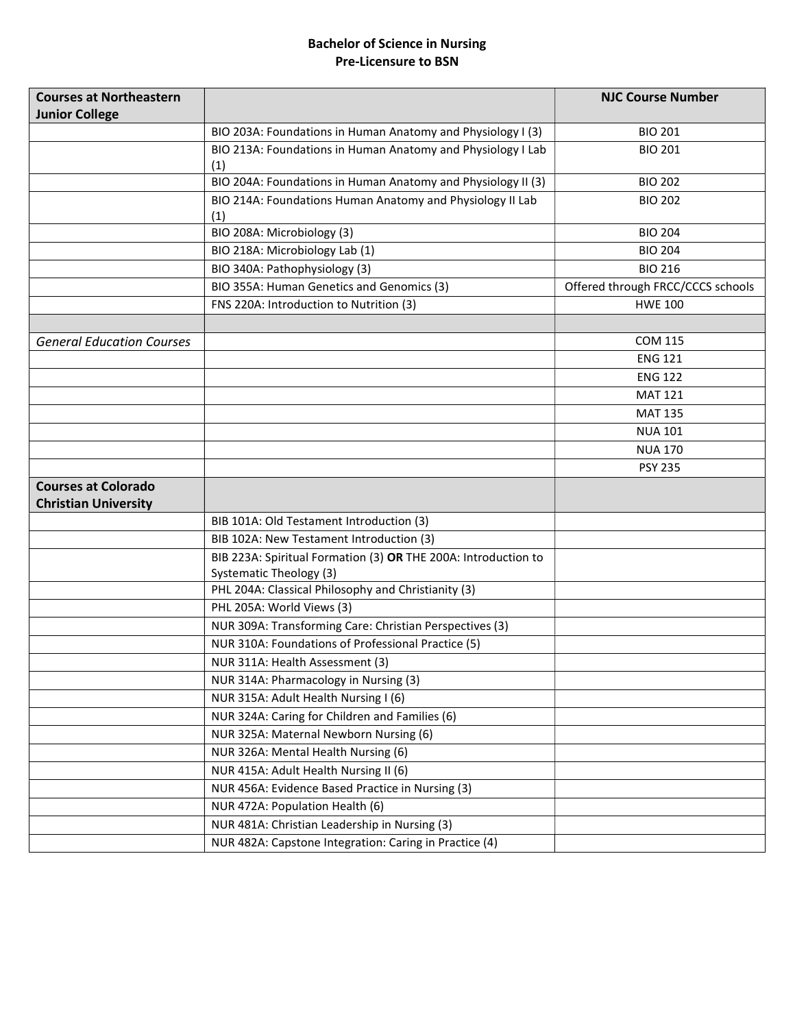# Bachelor of Science in Nursing
## Pre-Licensure to BSN

| **Courses at Northeastern Junior College** | | **NJC Course Number** |
|---|---|---|
| | BIO 203A: Foundations in Human Anatomy and Physiology I (3) | BIO 201 |
| | BIO 213A: Foundations in Human Anatomy and Physiology I Lab (1) | BIO 201 |
| | BIO 204A: Foundations in Human Anatomy and Physiology II (3) | BIO 202 |
| | BIO 214A: Foundations Human Anatomy and Physiology II Lab (1) | BIO 202 |
| | BIO 208A: Microbiology (3) | BIO 204 |
| | BIO 218A: Microbiology Lab (1) | BIO 204 |
| | BIO 340A: Pathophysiology (3) | BIO 216 |
| | BIO 355A: Human Genetics and Genomics (3) | Offered through FRCC/CCCS schools |
| | FNS 220A: Introduction to Nutrition (3) | HWE 100 |
| | | |
| *General Education Courses* | | COM 115 |
| | | ENG 121 |
| | | ENG 122 |
| | | MAT 121 |
| | | MAT 135 |
| | | NUA 101 |
| | | NUA 170 |
| | | PSY 235 |
| **Courses at Colorado Christian University** | | |
| | BIB 101A: Old Testament Introduction (3) | |
| | BIB 102A: New Testament Introduction (3) | |
| | BIB 223A: Spiritual Formation (3) **OR** THE 200A: Introduction to Systematic Theology (3) | |
| | PHL 204A: Classical Philosophy and Christianity (3) | |
| | PHL 205A: World Views (3) | |
| | NUR 309A: Transforming Care: Christian Perspectives (3) | |
| | NUR 310A: Foundations of Professional Practice (5) | |
| | NUR 311A: Health Assessment (3) | |
| | NUR 314A: Pharmacology in Nursing (3) | |
| | NUR 315A: Adult Health Nursing I (6) | |
| | NUR 324A: Caring for Children and Families (6) | |
| | NUR 325A: Maternal Newborn Nursing (6) | |
| | NUR 326A: Mental Health Nursing (6) | |
| | NUR 415A: Adult Health Nursing II (6) | |
| | NUR 456A: Evidence Based Practice in Nursing (3) | |
| | NUR 472A: Population Health (6) | |
| | NUR 481A: Christian Leadership in Nursing (3) | |
| | NUR 482A: Capstone Integration: Caring in Practice (4) | |